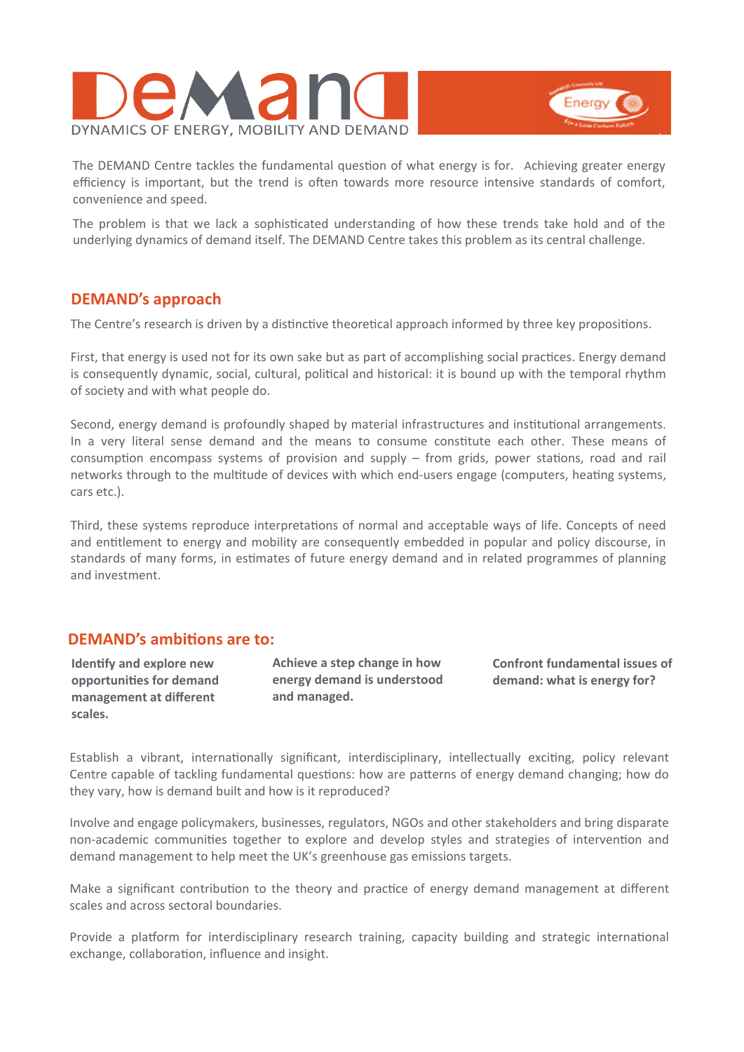# DEMAND

DYNAMICS OF ENERGY, MOBILITY AND DEMAND

The DEMAND Centre tackles the fundamental question of what energy is for. Achieving greater energy efficiency is important, but the trend is often towards more resource intensive standards of comfort, convenience and speed.

The problem is that we lack a sophisticated understanding of how these trends take hold and of the underlying dynamics of demand itself. The DEMAND Centre takes this problem as its central challenge.

## DEMAND's approach

The Centre's research is driven by a distinctive theoretical approach informed by three key propositions.

First, that energy is used not for its own sake but as part of accomplishing social practices. Energy demand is consequently dynamic, social, cultural, political and historical: it is bound up with the temporal rhythm of society and with what people do.

Second, energy demand is profoundly shaped by material infrastructures and institutional arrangements. In a very literal sense demand and the means to consume constitute each other. These means of consumption encompass systems of provision and supply – from grids, power stations, road and rail networks through to the multitude of devices with which end-users engage (computers, heating systems, cars etc.).

Third, these systems reproduce interpretations of normal and acceptable ways of life. Concepts of need and entitlement to energy and mobility are consequently embedded in popular and policy discourse, in standards of many forms, in estimates of future energy demand and in related programmes of planning and investment.

## DEMAND's ambitions are to:

**Identify and explore new opportunities for demand management at different scales.**

**Achieve a step change in how energy demand is understood and managed.**

**Confront fundamental issues of demand: what is energy for?**

Establish a vibrant, internationally significant, interdisciplinary, intellectually exciting, policy relevant Centre capable of tackling fundamental questions: how are patterns of energy demand changing; how do they vary, how is demand built and how is it reproduced?

Involve and engage policymakers, businesses, regulators, NGOs and other stakeholders and bring disparate non-academic communities together to explore and develop styles and strategies of intervention and demand management to help meet the UK's greenhouse gas emissions targets.

Make a significant contribution to the theory and practice of energy demand management at different scales and across sectoral boundaries.

Provide a platform for interdisciplinary research training, capacity building and strategic international exchange, collaboration, influence and insight.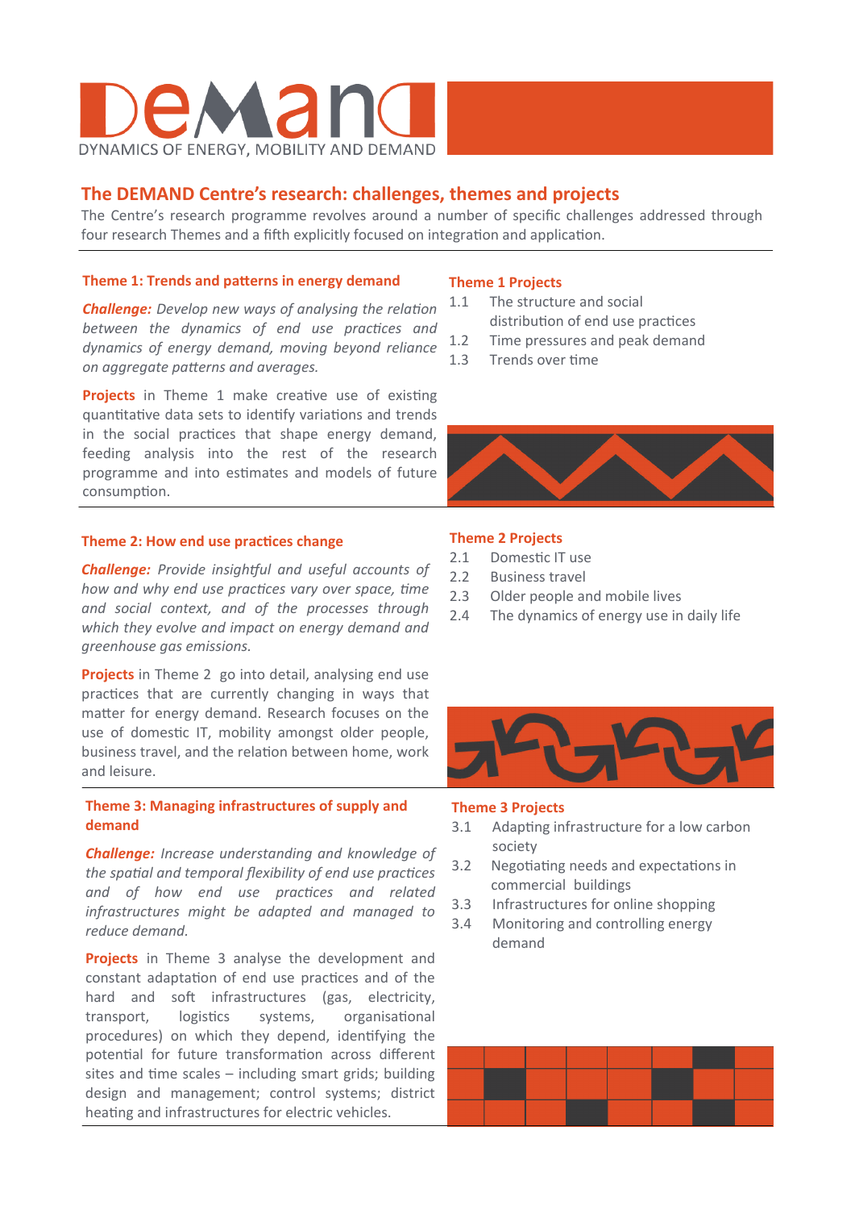# The DEMAND Centre's research: challenges, themes and projects

The Centre's research programme revolves around a number of specific challenges addressed through four research Themes and a fifth explicitly focused on integration and application.

## Theme 1: Trends and patterns in energy demand

***Challenge:*** *Develop new ways of analysing the relation between the dynamics of end use practices and dynamics of energy demand, moving beyond reliance on aggregate patterns and averages.*

**Projects** in Theme 1 make creative use of existing quantitative data sets to identify variations and trends in the social practices that shape energy demand, feeding analysis into the rest of the research programme and into estimates and models of future consumption.

### Theme 1 Projects

- 1.1 The structure and social distribution of end use practices
- 1.2 Time pressures and peak demand
- 1.3 Trends over time

## Theme 2: How end use practices change

***Challenge:*** *Provide insightful and useful accounts of how and why end use practices vary over space, time and social context, and of the processes through which they evolve and impact on energy demand and greenhouse gas emissions.*

**Projects** in Theme 2 go into detail, analysing end use practices that are currently changing in ways that matter for energy demand. Research focuses on the use of domestic IT, mobility amongst older people, business travel, and the relation between home, work and leisure.

### Theme 2 Projects

- 2.1 Domestic IT use
- 2.2 Business travel
- 2.3 Older people and mobile lives
- 2.4 The dynamics of energy use in daily life

## Theme 3: Managing infrastructures of supply and demand

***Challenge:*** *Increase understanding and knowledge of the spatial and temporal flexibility of end use practices and of how end use practices and related infrastructures might be adapted and managed to reduce demand.*

**Projects** in Theme 3 analyse the development and constant adaptation of end use practices and of the hard and soft infrastructures (gas, electricity, transport, logistics systems, organisational procedures) on which they depend, identifying the potential for future transformation across different sites and time scales – including smart grids; building design and management; control systems; district heating and infrastructures for electric vehicles.

### Theme 3 Projects

- 3.1 Adapting infrastructure for a low carbon society
- 3.2 Negotiating needs and expectations in commercial buildings
- 3.3 Infrastructures for online shopping
- 3.4 Monitoring and controlling energy demand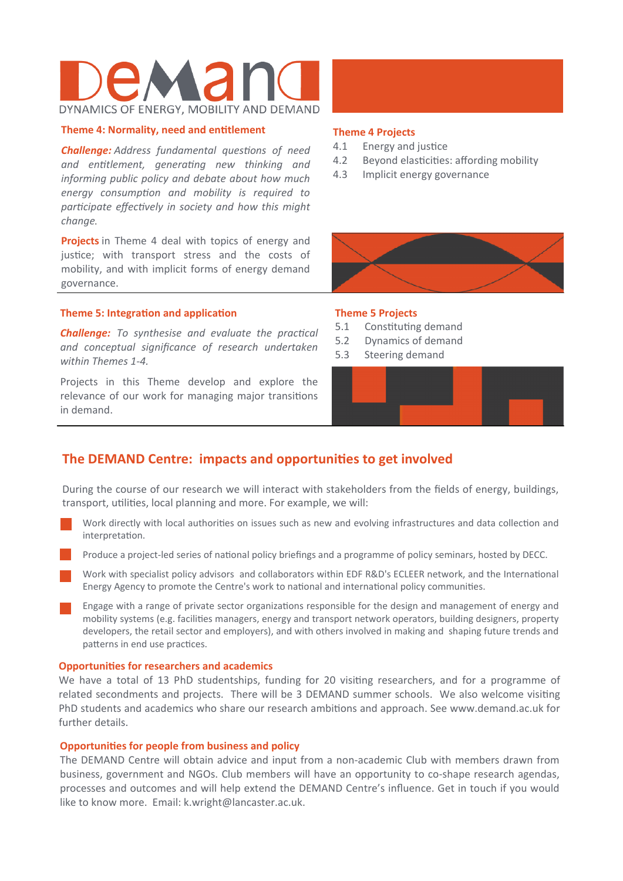DEMAND

DYNAMICS OF ENERGY, MOBILITY AND DEMAND

## Theme 4: Normality, need and entitlement

***Challenge:*** *Address fundamental questions of need and entitlement, generating new thinking and informing public policy and debate about how much energy consumption and mobility is required to participate effectively in society and how this might change.*

**Projects** in Theme 4 deal with topics of energy and justice; with transport stress and the costs of mobility, and with implicit forms of energy demand governance.

### Theme 4 Projects

- 4.1 Energy and justice
- 4.2 Beyond elasticities: affording mobility
- 4.3 Implicit energy governance

## Theme 5: Integration and application

***Challenge:*** *To synthesise and evaluate the practical and conceptual significance of research undertaken within Themes 1-4.*

Projects in this Theme develop and explore the relevance of our work for managing major transitions in demand.

### Theme 5 Projects

- 5.1 Constituting demand
- 5.2 Dynamics of demand
- 5.3 Steering demand

## The DEMAND Centre: impacts and opportunities to get involved

During the course of our research we will interact with stakeholders from the fields of energy, buildings, transport, utilities, local planning and more. For example, we will:

- Work directly with local authorities on issues such as new and evolving infrastructures and data collection and interpretation.
- Produce a project-led series of national policy briefings and a programme of policy seminars, hosted by DECC.
- Work with specialist policy advisors and collaborators within EDF R&D's ECLEER network, and the International Energy Agency to promote the Centre's work to national and international policy communities.
- Engage with a range of private sector organizations responsible for the design and management of energy and mobility systems (e.g. facilities managers, energy and transport network operators, building designers, property developers, the retail sector and employers), and with others involved in making and shaping future trends and patterns in end use practices.

### Opportunities for researchers and academics

We have a total of 13 PhD studentships, funding for 20 visiting researchers, and for a programme of related secondments and projects. There will be 3 DEMAND summer schools. We also welcome visiting PhD students and academics who share our research ambitions and approach. See www.demand.ac.uk for further details.

### Opportunities for people from business and policy

The DEMAND Centre will obtain advice and input from a non-academic Club with members drawn from business, government and NGOs. Club members will have an opportunity to co-shape research agendas, processes and outcomes and will help extend the DEMAND Centre's influence. Get in touch if you would like to know more. Email: k.wright@lancaster.ac.uk.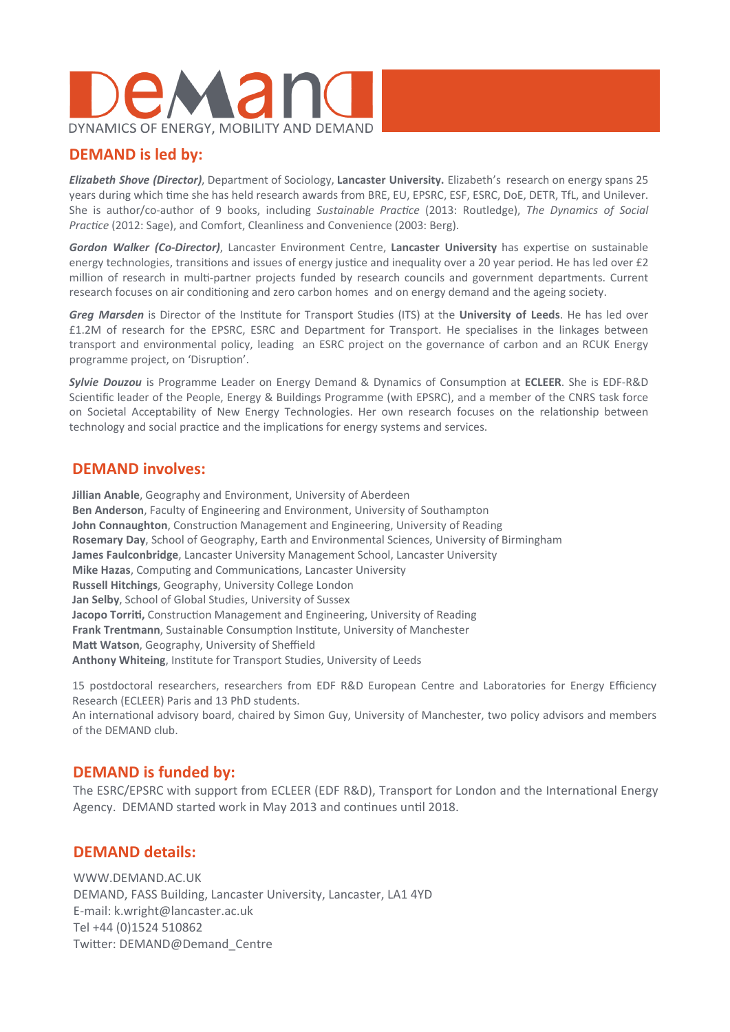# DEMAND

DYNAMICS OF ENERGY, MOBILITY AND DEMAND

## DEMAND is led by:

***Elizabeth Shove (Director)***, Department of Sociology, **Lancaster University.** Elizabeth's research on energy spans 25 years during which time she has held research awards from BRE, EU, EPSRC, ESF, ESRC, DoE, DETR, TfL, and Unilever. She is author/co-author of 9 books, including *Sustainable Practice* (2013: Routledge), *The Dynamics of Social Practice* (2012: Sage), and Comfort, Cleanliness and Convenience (2003: Berg).

***Gordon Walker (Co-Director)***, Lancaster Environment Centre, **Lancaster University** has expertise on sustainable energy technologies, transitions and issues of energy justice and inequality over a 20 year period. He has led over £2 million of research in multi-partner projects funded by research councils and government departments. Current research focuses on air conditioning and zero carbon homes and on energy demand and the ageing society.

***Greg Marsden*** is Director of the Institute for Transport Studies (ITS) at the **University of Leeds**. He has led over £1.2M of research for the EPSRC, ESRC and Department for Transport. He specialises in the linkages between transport and environmental policy, leading an ESRC project on the governance of carbon and an RCUK Energy programme project, on 'Disruption'.

***Sylvie Douzou*** is Programme Leader on Energy Demand & Dynamics of Consumption at **ECLEER**. She is EDF-R&D Scientific leader of the People, Energy & Buildings Programme (with EPSRC), and a member of the CNRS task force on Societal Acceptability of New Energy Technologies. Her own research focuses on the relationship between technology and social practice and the implications for energy systems and services.

## DEMAND involves:

**Jillian Anable**, Geography and Environment, University of Aberdeen
**Ben Anderson**, Faculty of Engineering and Environment, University of Southampton
**John Connaughton**, Construction Management and Engineering, University of Reading
**Rosemary Day**, School of Geography, Earth and Environmental Sciences, University of Birmingham
**James Faulconbridge**, Lancaster University Management School, Lancaster University
**Mike Hazas**, Computing and Communications, Lancaster University
**Russell Hitchings**, Geography, University College London
**Jan Selby**, School of Global Studies, University of Sussex
**Jacopo Torriti**, Construction Management and Engineering, University of Reading
**Frank Trentmann**, Sustainable Consumption Institute, University of Manchester
**Matt Watson**, Geography, University of Sheffield
**Anthony Whiteing**, Institute for Transport Studies, University of Leeds

15 postdoctoral researchers, researchers from EDF R&D European Centre and Laboratories for Energy Efficiency Research (ECLEER) Paris and 13 PhD students.
An international advisory board, chaired by Simon Guy, University of Manchester, two policy advisors and members of the DEMAND club.

## DEMAND is funded by:

The ESRC/EPSRC with support from ECLEER (EDF R&D), Transport for London and the International Energy Agency. DEMAND started work in May 2013 and continues until 2018.

## DEMAND details:

WWW.DEMAND.AC.UK
DEMAND, FASS Building, Lancaster University, Lancaster, LA1 4YD
E-mail: k.wright@lancaster.ac.uk
Tel +44 (0)1524 510862
Twitter: DEMAND@Demand_Centre